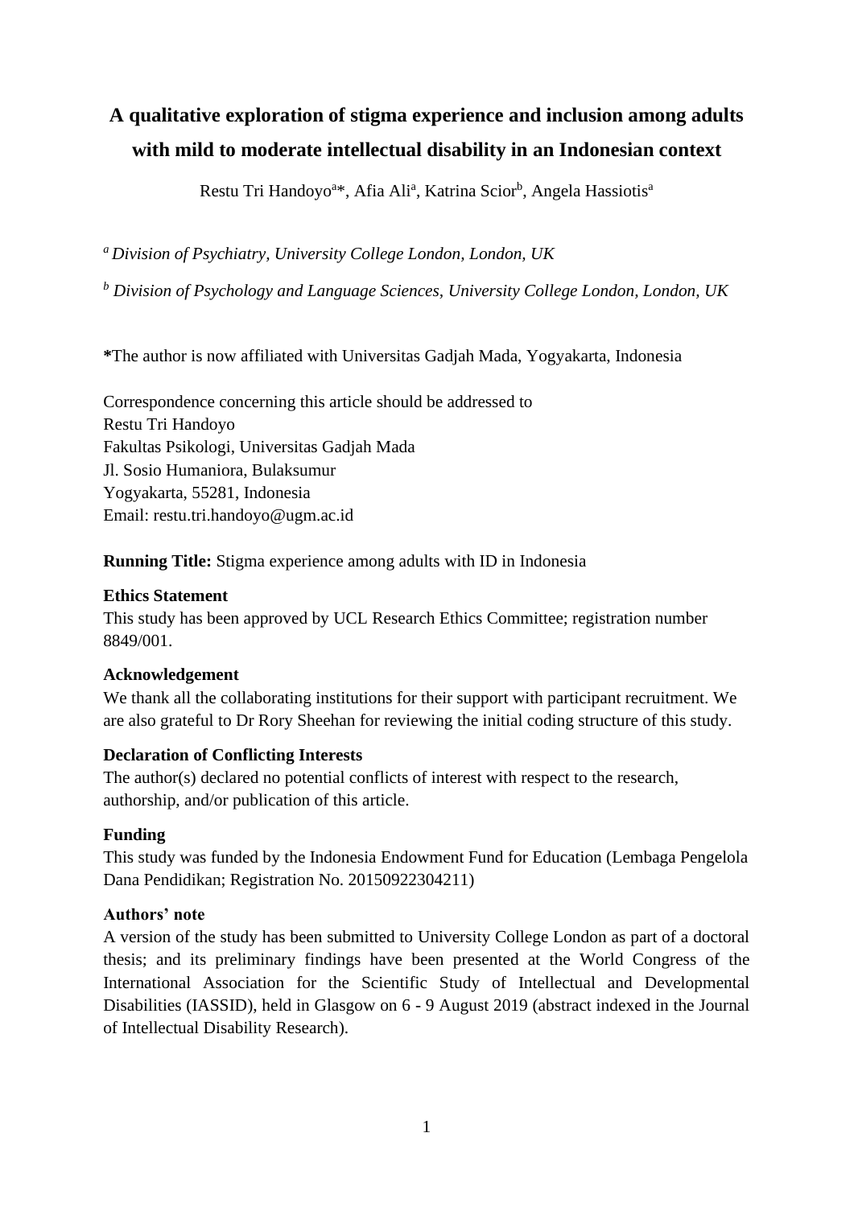# A qualitative exploration of stigma experience and inclusion among adults with mild to moderate intellectual disability in an Indonesian context

Restu Tri Handoyo[a]*, Afia Ali[a], Katrina Scior[b], Angela Hassiotis[a]

[a] *Division of Psychiatry, University College London, London, UK*

[b] *Division of Psychology and Language Sciences, University College London, London, UK*

**\***The author is now affiliated with Universitas Gadjah Mada, Yogyakarta, Indonesia

Correspondence concerning this article should be addressed to
Restu Tri Handoyo
Fakultas Psikologi, Universitas Gadjah Mada
Jl. Sosio Humaniora, Bulaksumur
Yogyakarta, 55281, Indonesia
Email: restu.tri.handoyo@ugm.ac.id

**Running Title:** Stigma experience among adults with ID in Indonesia

**Ethics Statement**

This study has been approved by UCL Research Ethics Committee; registration number 8849/001.

**Acknowledgement**

We thank all the collaborating institutions for their support with participant recruitment. We are also grateful to Dr Rory Sheehan for reviewing the initial coding structure of this study.

**Declaration of Conflicting Interests**

The author(s) declared no potential conflicts of interest with respect to the research, authorship, and/or publication of this article.

**Funding**

This study was funded by the Indonesia Endowment Fund for Education (Lembaga Pengelola Dana Pendidikan; Registration No. 20150922304211)

**Authors' note**

A version of the study has been submitted to University College London as part of a doctoral thesis; and its preliminary findings have been presented at the World Congress of the International Association for the Scientific Study of Intellectual and Developmental Disabilities (IASSID), held in Glasgow on 6 - 9 August 2019 (abstract indexed in the Journal of Intellectual Disability Research).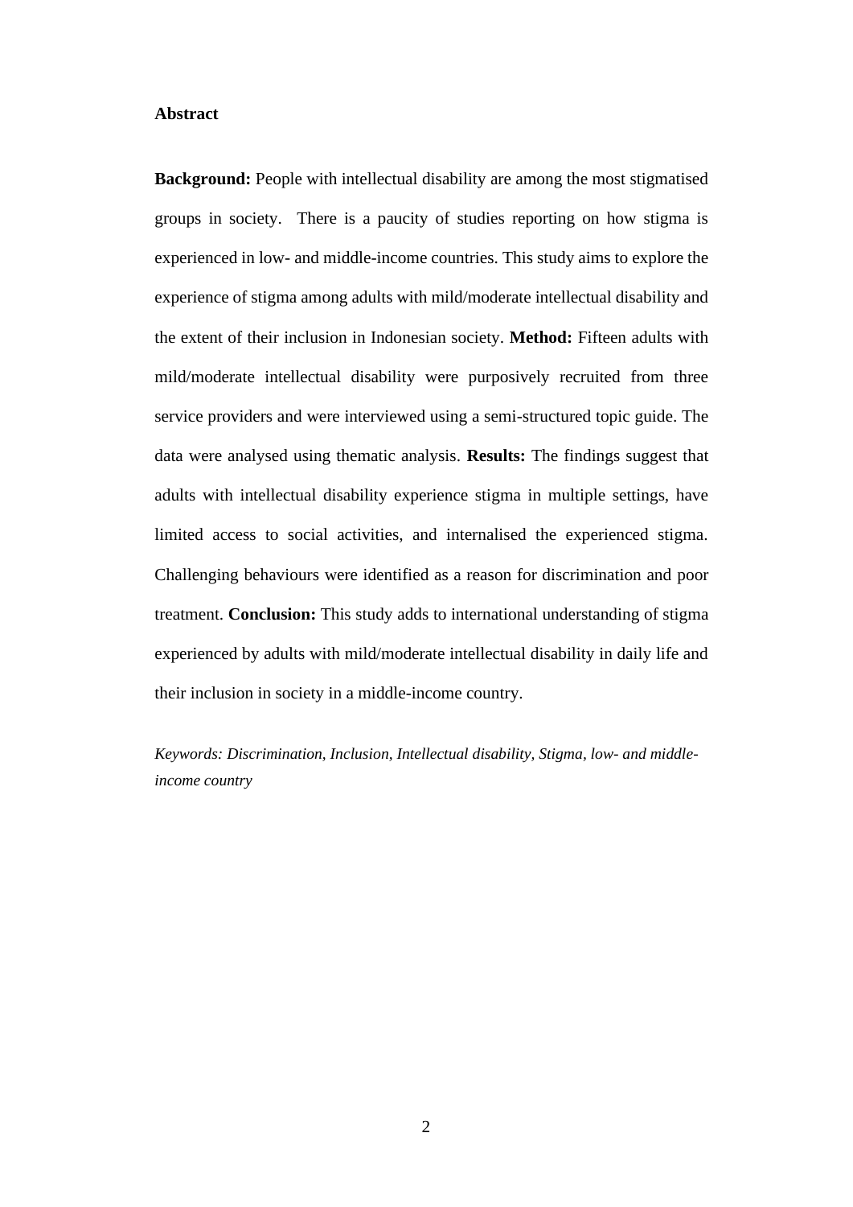**Abstract**

**Background:** People with intellectual disability are among the most stigmatised groups in society. There is a paucity of studies reporting on how stigma is experienced in low- and middle-income countries. This study aims to explore the experience of stigma among adults with mild/moderate intellectual disability and the extent of their inclusion in Indonesian society. **Method:** Fifteen adults with mild/moderate intellectual disability were purposively recruited from three service providers and were interviewed using a semi-structured topic guide. The data were analysed using thematic analysis. **Results:** The findings suggest that adults with intellectual disability experience stigma in multiple settings, have limited access to social activities, and internalised the experienced stigma. Challenging behaviours were identified as a reason for discrimination and poor treatment. **Conclusion:** This study adds to international understanding of stigma experienced by adults with mild/moderate intellectual disability in daily life and their inclusion in society in a middle-income country.

*Keywords: Discrimination, Inclusion, Intellectual disability, Stigma, low- and middle-income country*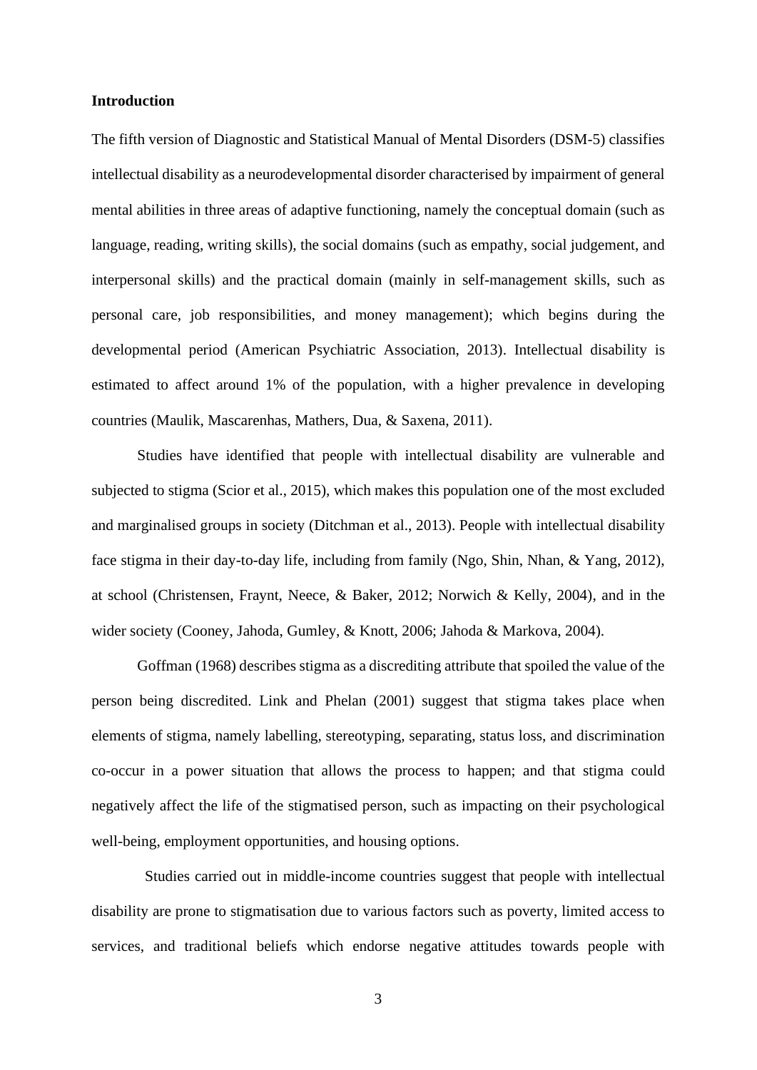**Introduction**

The fifth version of Diagnostic and Statistical Manual of Mental Disorders (DSM-5) classifies intellectual disability as a neurodevelopmental disorder characterised by impairment of general mental abilities in three areas of adaptive functioning, namely the conceptual domain (such as language, reading, writing skills), the social domains (such as empathy, social judgement, and interpersonal skills) and the practical domain (mainly in self-management skills, such as personal care, job responsibilities, and money management); which begins during the developmental period (American Psychiatric Association, 2013). Intellectual disability is estimated to affect around 1% of the population, with a higher prevalence in developing countries (Maulik, Mascarenhas, Mathers, Dua, & Saxena, 2011).

Studies have identified that people with intellectual disability are vulnerable and subjected to stigma (Scior et al., 2015), which makes this population one of the most excluded and marginalised groups in society (Ditchman et al., 2013). People with intellectual disability face stigma in their day-to-day life, including from family (Ngo, Shin, Nhan, & Yang, 2012), at school (Christensen, Fraynt, Neece, & Baker, 2012; Norwich & Kelly, 2004), and in the wider society (Cooney, Jahoda, Gumley, & Knott, 2006; Jahoda & Markova, 2004).

Goffman (1968) describes stigma as a discrediting attribute that spoiled the value of the person being discredited. Link and Phelan (2001) suggest that stigma takes place when elements of stigma, namely labelling, stereotyping, separating, status loss, and discrimination co-occur in a power situation that allows the process to happen; and that stigma could negatively affect the life of the stigmatised person, such as impacting on their psychological well-being, employment opportunities, and housing options.

Studies carried out in middle-income countries suggest that people with intellectual disability are prone to stigmatisation due to various factors such as poverty, limited access to services, and traditional beliefs which endorse negative attitudes towards people with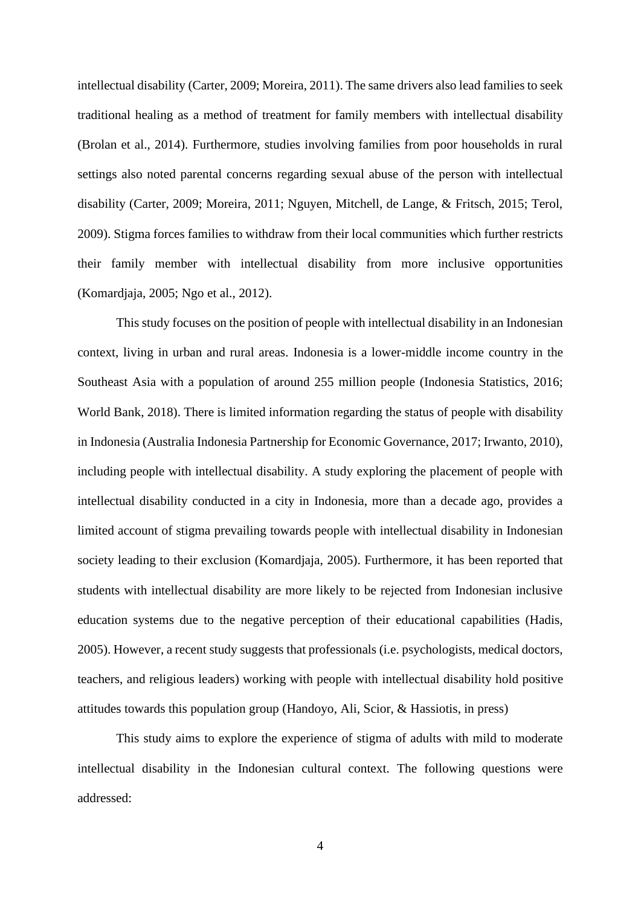intellectual disability (Carter, 2009; Moreira, 2011). The same drivers also lead families to seek traditional healing as a method of treatment for family members with intellectual disability (Brolan et al., 2014). Furthermore, studies involving families from poor households in rural settings also noted parental concerns regarding sexual abuse of the person with intellectual disability (Carter, 2009; Moreira, 2011; Nguyen, Mitchell, de Lange, & Fritsch, 2015; Terol, 2009). Stigma forces families to withdraw from their local communities which further restricts their family member with intellectual disability from more inclusive opportunities (Komardjaja, 2005; Ngo et al., 2012).

This study focuses on the position of people with intellectual disability in an Indonesian context, living in urban and rural areas. Indonesia is a lower-middle income country in the Southeast Asia with a population of around 255 million people (Indonesia Statistics, 2016; World Bank, 2018). There is limited information regarding the status of people with disability in Indonesia (Australia Indonesia Partnership for Economic Governance, 2017; Irwanto, 2010), including people with intellectual disability. A study exploring the placement of people with intellectual disability conducted in a city in Indonesia, more than a decade ago, provides a limited account of stigma prevailing towards people with intellectual disability in Indonesian society leading to their exclusion (Komardjaja, 2005). Furthermore, it has been reported that students with intellectual disability are more likely to be rejected from Indonesian inclusive education systems due to the negative perception of their educational capabilities (Hadis, 2005). However, a recent study suggests that professionals (i.e. psychologists, medical doctors, teachers, and religious leaders) working with people with intellectual disability hold positive attitudes towards this population group (Handoyo, Ali, Scior, & Hassiotis, in press)

This study aims to explore the experience of stigma of adults with mild to moderate intellectual disability in the Indonesian cultural context. The following questions were addressed: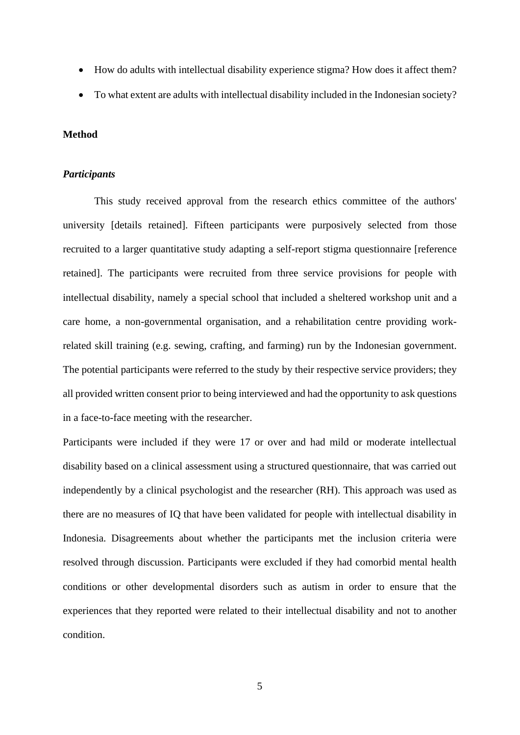- How do adults with intellectual disability experience stigma? How does it affect them?
- To what extent are adults with intellectual disability included in the Indonesian society?

**Method**

***Participants***

This study received approval from the research ethics committee of the authors' university [details retained]. Fifteen participants were purposively selected from those recruited to a larger quantitative study adapting a self-report stigma questionnaire [reference retained]. The participants were recruited from three service provisions for people with intellectual disability, namely a special school that included a sheltered workshop unit and a care home, a non-governmental organisation, and a rehabilitation centre providing work-related skill training (e.g. sewing, crafting, and farming) run by the Indonesian government. The potential participants were referred to the study by their respective service providers; they all provided written consent prior to being interviewed and had the opportunity to ask questions in a face-to-face meeting with the researcher.

Participants were included if they were 17 or over and had mild or moderate intellectual disability based on a clinical assessment using a structured questionnaire, that was carried out independently by a clinical psychologist and the researcher (RH). This approach was used as there are no measures of IQ that have been validated for people with intellectual disability in Indonesia. Disagreements about whether the participants met the inclusion criteria were resolved through discussion. Participants were excluded if they had comorbid mental health conditions or other developmental disorders such as autism in order to ensure that the experiences that they reported were related to their intellectual disability and not to another condition.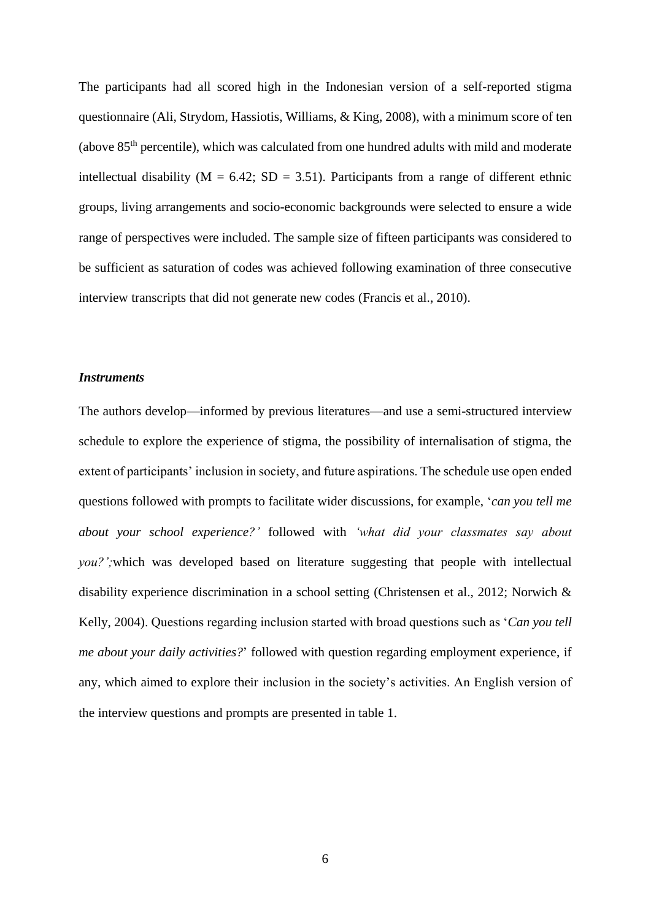The participants had all scored high in the Indonesian version of a self-reported stigma questionnaire (Ali, Strydom, Hassiotis, Williams, & King, 2008), with a minimum score of ten (above 85th percentile), which was calculated from one hundred adults with mild and moderate intellectual disability ($M = 6.42$; $SD = 3.51$). Participants from a range of different ethnic groups, living arrangements and socio-economic backgrounds were selected to ensure a wide range of perspectives were included. The sample size of fifteen participants was considered to be sufficient as saturation of codes was achieved following examination of three consecutive interview transcripts that did not generate new codes (Francis et al., 2010).

### *Instruments*

The authors develop—informed by previous literatures—and use a semi-structured interview schedule to explore the experience of stigma, the possibility of internalisation of stigma, the extent of participants' inclusion in society, and future aspirations. The schedule use open ended questions followed with prompts to facilitate wider discussions, for example, '*can you tell me about your school experience?*' followed with *'what did your classmates say about you?';*which was developed based on literature suggesting that people with intellectual disability experience discrimination in a school setting (Christensen et al., 2012; Norwich & Kelly, 2004). Questions regarding inclusion started with broad questions such as '*Can you tell me about your daily activities?*' followed with question regarding employment experience, if any, which aimed to explore their inclusion in the society's activities. An English version of the interview questions and prompts are presented in table 1.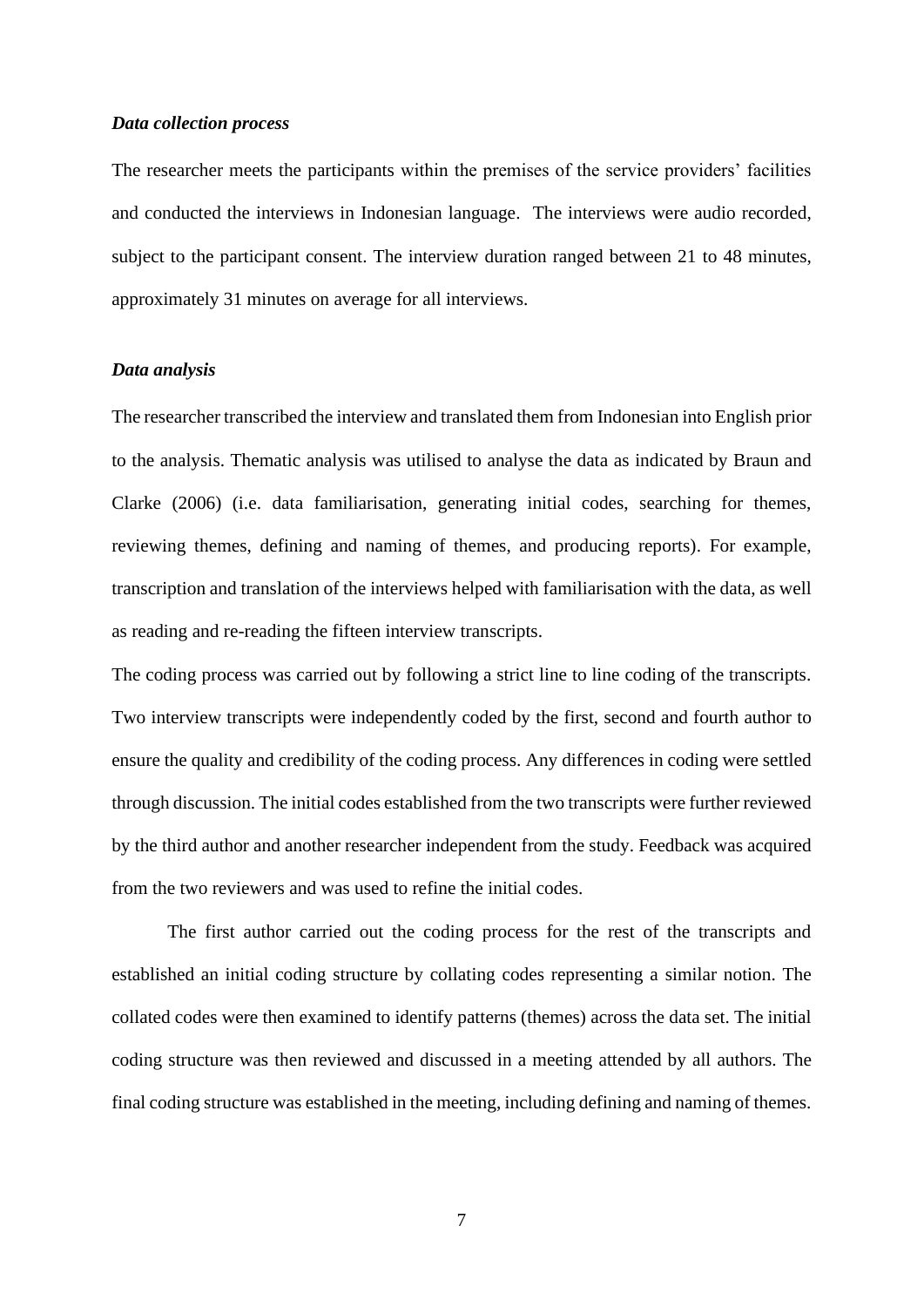***Data collection process***

The researcher meets the participants within the premises of the service providers' facilities and conducted the interviews in Indonesian language.  The interviews were audio recorded, subject to the participant consent. The interview duration ranged between 21 to 48 minutes, approximately 31 minutes on average for all interviews.

***Data analysis***

The researcher transcribed the interview and translated them from Indonesian into English prior to the analysis. Thematic analysis was utilised to analyse the data as indicated by Braun and Clarke (2006) (i.e. data familiarisation, generating initial codes, searching for themes, reviewing themes, defining and naming of themes, and producing reports). For example, transcription and translation of the interviews helped with familiarisation with the data, as well as reading and re-reading the fifteen interview transcripts.

The coding process was carried out by following a strict line to line coding of the transcripts. Two interview transcripts were independently coded by the first, second and fourth author to ensure the quality and credibility of the coding process. Any differences in coding were settled through discussion. The initial codes established from the two transcripts were further reviewed by the third author and another researcher independent from the study. Feedback was acquired from the two reviewers and was used to refine the initial codes.

The first author carried out the coding process for the rest of the transcripts and established an initial coding structure by collating codes representing a similar notion. The collated codes were then examined to identify patterns (themes) across the data set. The initial coding structure was then reviewed and discussed in a meeting attended by all authors. The final coding structure was established in the meeting, including defining and naming of themes.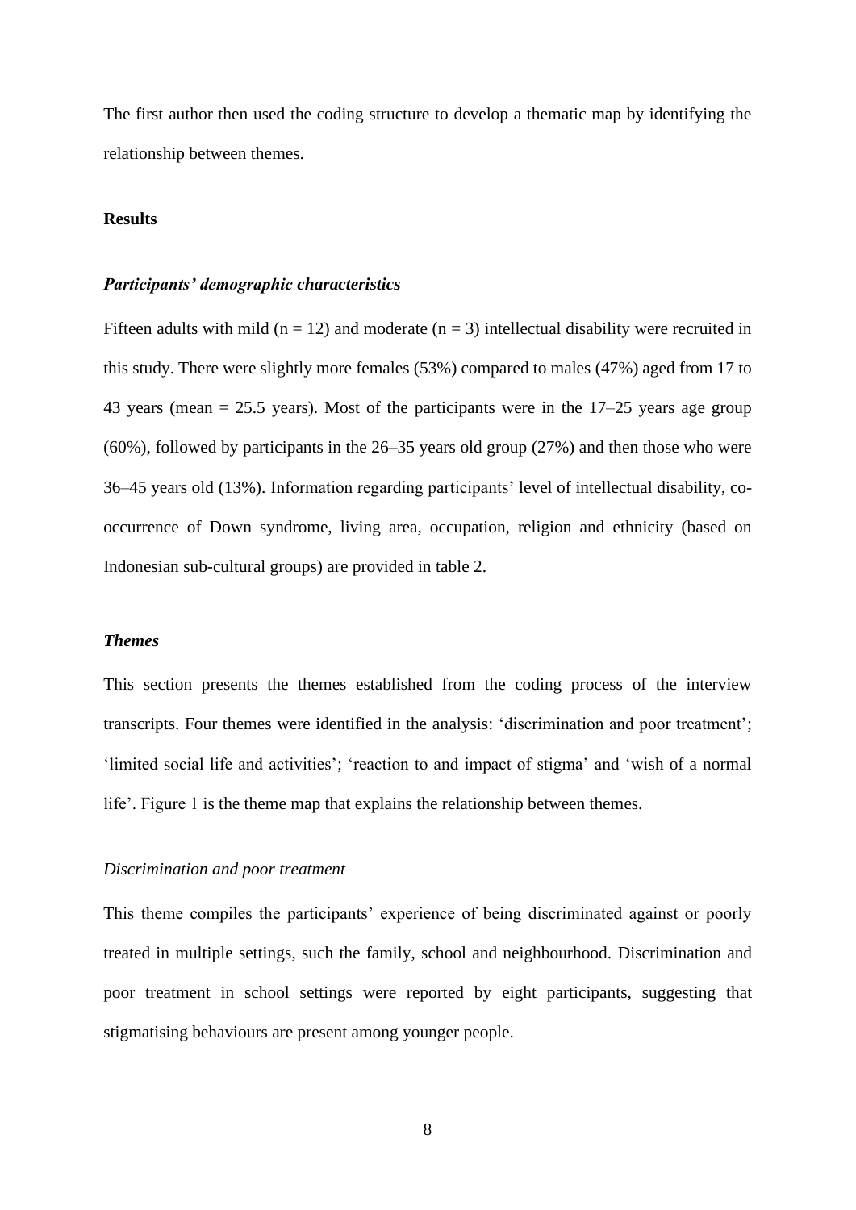The first author then used the coding structure to develop a thematic map by identifying the relationship between themes.

## Results

### ***Participants' demographic characteristics***

Fifteen adults with mild (n = 12) and moderate (n = 3) intellectual disability were recruited in this study. There were slightly more females (53%) compared to males (47%) aged from 17 to 43 years (mean = 25.5 years). Most of the participants were in the 17–25 years age group (60%), followed by participants in the 26–35 years old group (27%) and then those who were 36–45 years old (13%). Information regarding participants' level of intellectual disability, co-occurrence of Down syndrome, living area, occupation, religion and ethnicity (based on Indonesian sub-cultural groups) are provided in table 2.

### ***Themes***

This section presents the themes established from the coding process of the interview transcripts. Four themes were identified in the analysis: 'discrimination and poor treatment'; 'limited social life and activities'; 'reaction to and impact of stigma' and 'wish of a normal life'. Figure 1 is the theme map that explains the relationship between themes.

#### *Discrimination and poor treatment*

This theme compiles the participants' experience of being discriminated against or poorly treated in multiple settings, such the family, school and neighbourhood. Discrimination and poor treatment in school settings were reported by eight participants, suggesting that stigmatising behaviours are present among younger people.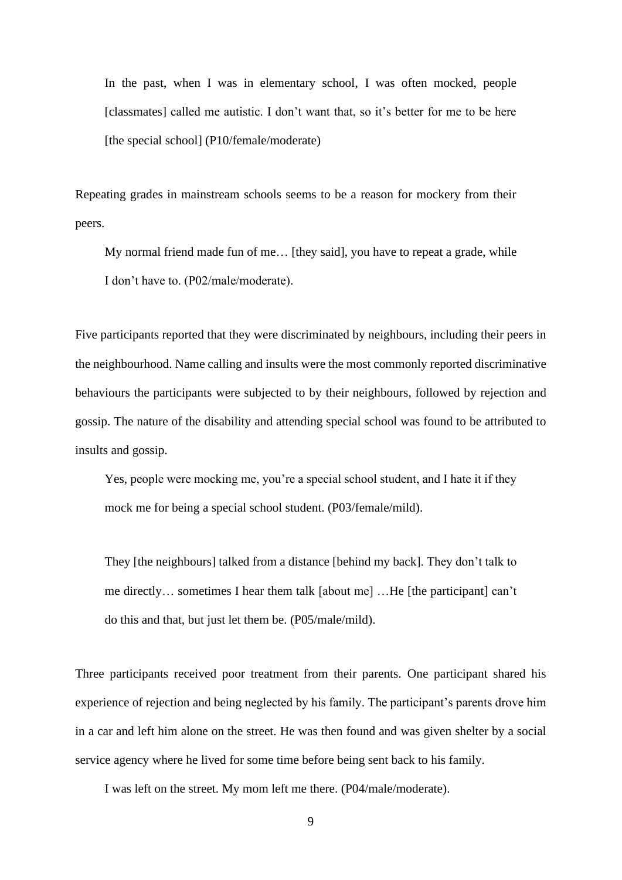> In the past, when I was in elementary school, I was often mocked, people [classmates] called me autistic. I don't want that, so it's better for me to be here [the special school] (P10/female/moderate)

Repeating grades in mainstream schools seems to be a reason for mockery from their peers.

> My normal friend made fun of me… [they said], you have to repeat a grade, while I don't have to. (P02/male/moderate).

Five participants reported that they were discriminated by neighbours, including their peers in the neighbourhood. Name calling and insults were the most commonly reported discriminative behaviours the participants were subjected to by their neighbours, followed by rejection and gossip. The nature of the disability and attending special school was found to be attributed to insults and gossip.

> Yes, people were mocking me, you're a special school student, and I hate it if they mock me for being a special school student. (P03/female/mild).

> They [the neighbours] talked from a distance [behind my back]. They don't talk to me directly… sometimes I hear them talk [about me] …He [the participant] can't do this and that, but just let them be. (P05/male/mild).

Three participants received poor treatment from their parents. One participant shared his experience of rejection and being neglected by his family. The participant's parents drove him in a car and left him alone on the street. He was then found and was given shelter by a social service agency where he lived for some time before being sent back to his family.

> I was left on the street. My mom left me there. (P04/male/moderate).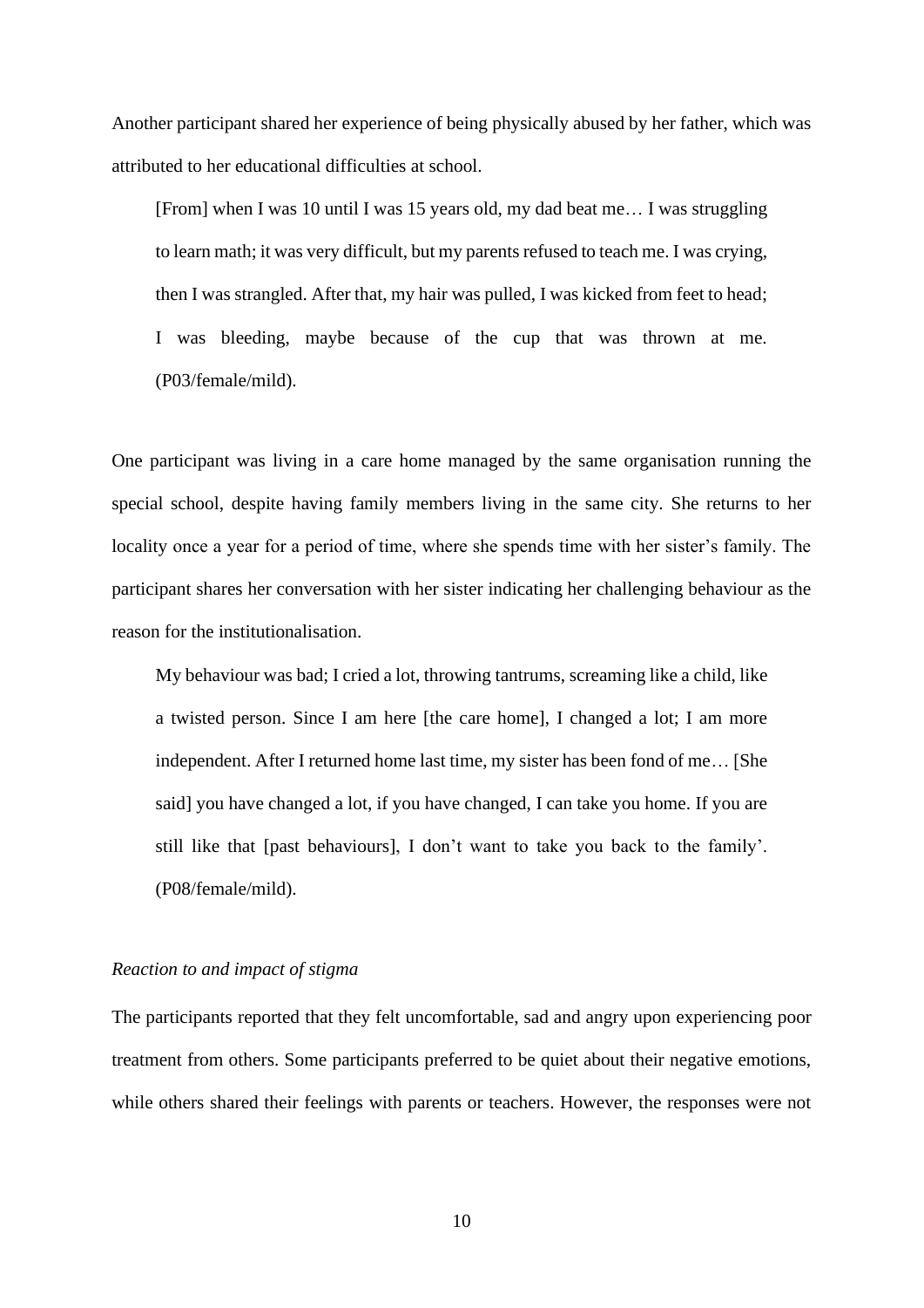Another participant shared her experience of being physically abused by her father, which was attributed to her educational difficulties at school.

> [From] when I was 10 until I was 15 years old, my dad beat me… I was struggling to learn math; it was very difficult, but my parents refused to teach me. I was crying, then I was strangled. After that, my hair was pulled, I was kicked from feet to head; I was bleeding, maybe because of the cup that was thrown at me. (P03/female/mild).

One participant was living in a care home managed by the same organisation running the special school, despite having family members living in the same city. She returns to her locality once a year for a period of time, where she spends time with her sister's family. The participant shares her conversation with her sister indicating her challenging behaviour as the reason for the institutionalisation.

> My behaviour was bad; I cried a lot, throwing tantrums, screaming like a child, like a twisted person. Since I am here [the care home], I changed a lot; I am more independent. After I returned home last time, my sister has been fond of me… [She said] you have changed a lot, if you have changed, I can take you home. If you are still like that [past behaviours], I don't want to take you back to the family'. (P08/female/mild).

*Reaction to and impact of stigma*

The participants reported that they felt uncomfortable, sad and angry upon experiencing poor treatment from others. Some participants preferred to be quiet about their negative emotions, while others shared their feelings with parents or teachers. However, the responses were not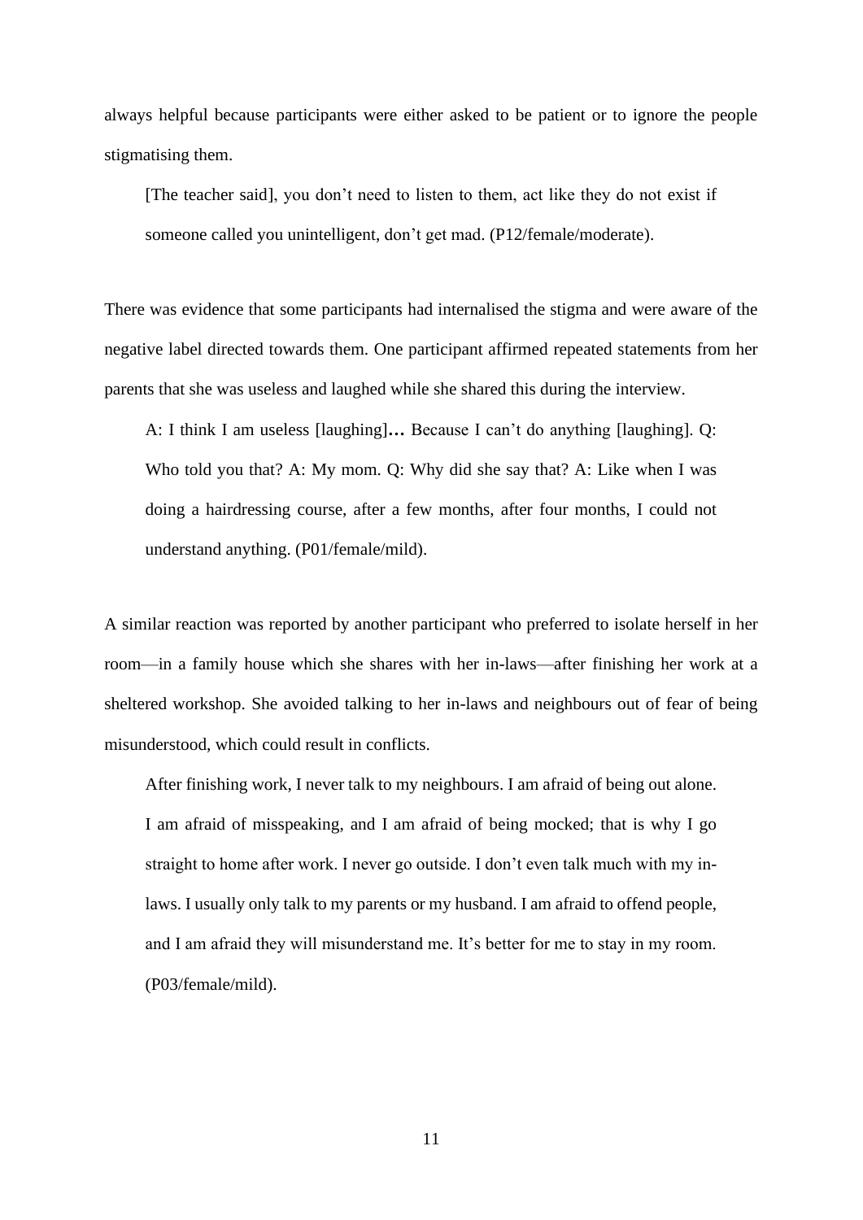always helpful because participants were either asked to be patient or to ignore the people stigmatising them.

> [The teacher said], you don't need to listen to them, act like they do not exist if someone called you unintelligent, don't get mad. (P12/female/moderate).

There was evidence that some participants had internalised the stigma and were aware of the negative label directed towards them. One participant affirmed repeated statements from her parents that she was useless and laughed while she shared this during the interview.

> A: I think I am useless [laughing]**…** Because I can't do anything [laughing]. Q: Who told you that? A: My mom. Q: Why did she say that? A: Like when I was doing a hairdressing course, after a few months, after four months, I could not understand anything. (P01/female/mild).

A similar reaction was reported by another participant who preferred to isolate herself in her room—in a family house which she shares with her in-laws—after finishing her work at a sheltered workshop. She avoided talking to her in-laws and neighbours out of fear of being misunderstood, which could result in conflicts.

> After finishing work, I never talk to my neighbours. I am afraid of being out alone. I am afraid of misspeaking, and I am afraid of being mocked; that is why I go straight to home after work. I never go outside. I don't even talk much with my in-laws. I usually only talk to my parents or my husband. I am afraid to offend people, and I am afraid they will misunderstand me. It's better for me to stay in my room. (P03/female/mild).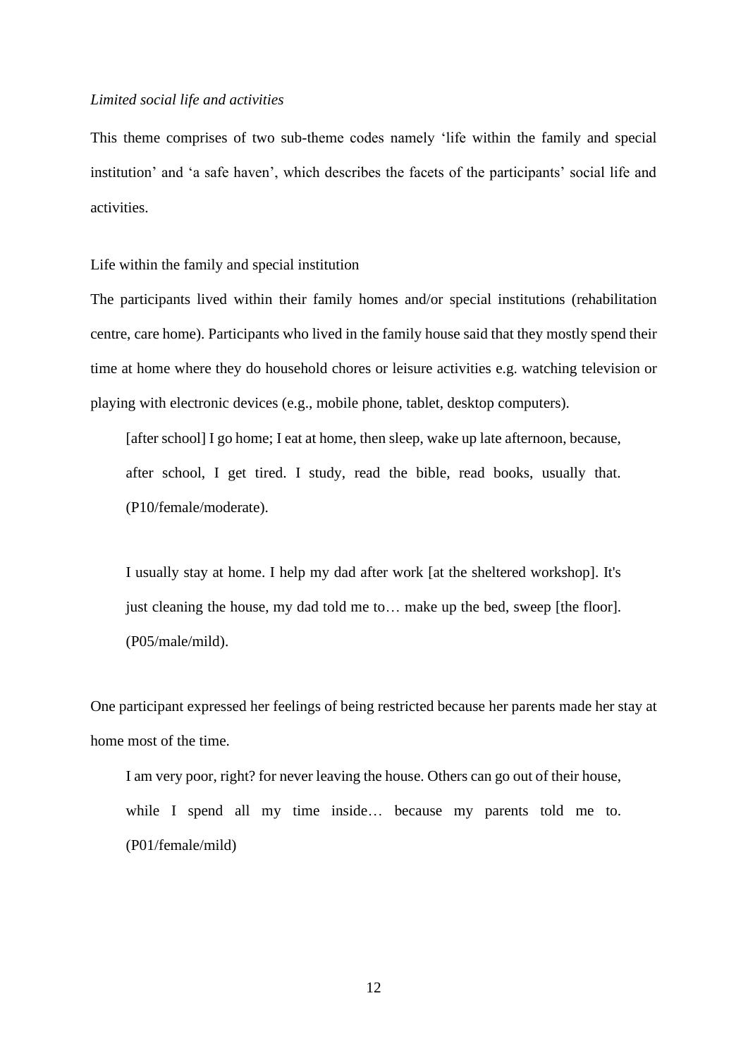*Limited social life and activities*

This theme comprises of two sub-theme codes namely 'life within the family and special institution' and 'a safe haven', which describes the facets of the participants' social life and activities.

Life within the family and special institution

The participants lived within their family homes and/or special institutions (rehabilitation centre, care home). Participants who lived in the family house said that they mostly spend their time at home where they do household chores or leisure activities e.g. watching television or playing with electronic devices (e.g., mobile phone, tablet, desktop computers).

> [after school] I go home; I eat at home, then sleep, wake up late afternoon, because, after school, I get tired. I study, read the bible, read books, usually that. (P10/female/moderate).

> I usually stay at home. I help my dad after work [at the sheltered workshop]. It's just cleaning the house, my dad told me to… make up the bed, sweep [the floor]. (P05/male/mild).

One participant expressed her feelings of being restricted because her parents made her stay at home most of the time.

> I am very poor, right? for never leaving the house. Others can go out of their house, while I spend all my time inside… because my parents told me to. (P01/female/mild)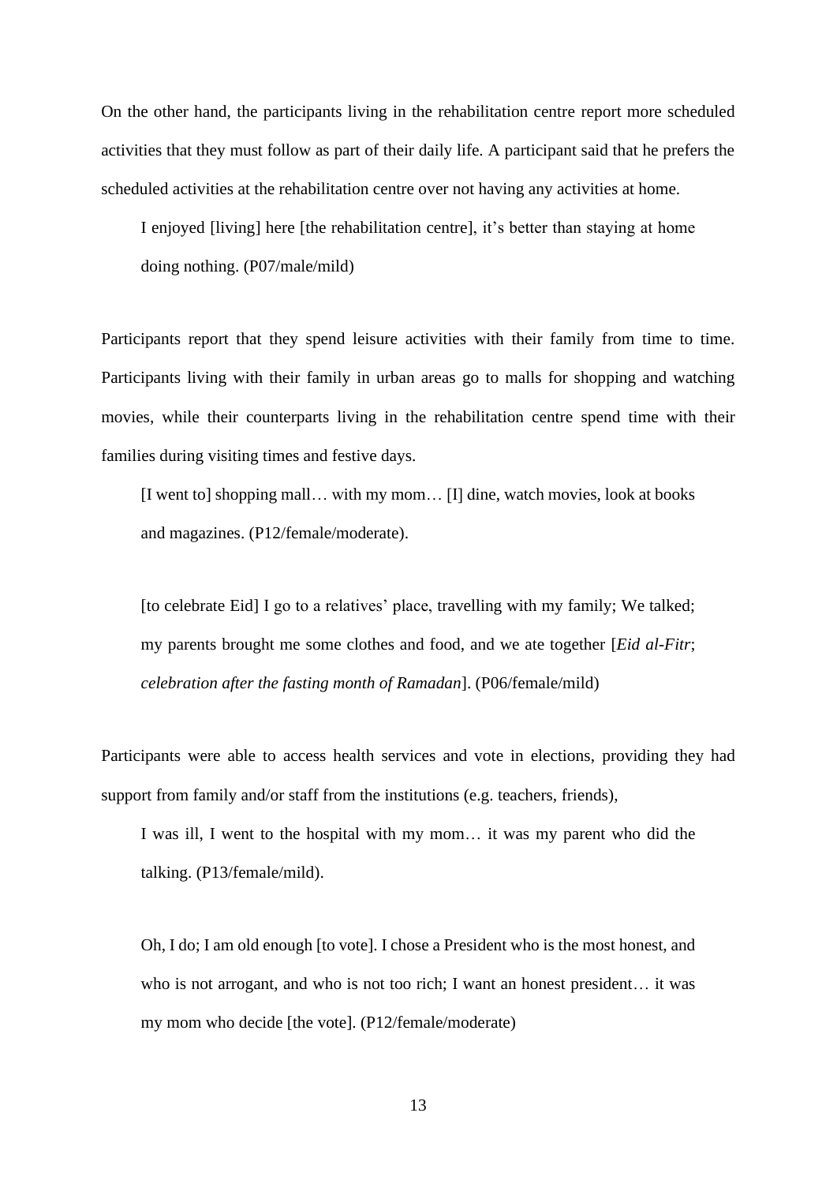On the other hand, the participants living in the rehabilitation centre report more scheduled activities that they must follow as part of their daily life. A participant said that he prefers the scheduled activities at the rehabilitation centre over not having any activities at home.

> I enjoyed [living] here [the rehabilitation centre], it's better than staying at home doing nothing. (P07/male/mild)

Participants report that they spend leisure activities with their family from time to time. Participants living with their family in urban areas go to malls for shopping and watching movies, while their counterparts living in the rehabilitation centre spend time with their families during visiting times and festive days.

> [I went to] shopping mall… with my mom… [I] dine, watch movies, look at books and magazines. (P12/female/moderate).

> [to celebrate Eid] I go to a relatives' place, travelling with my family; We talked; my parents brought me some clothes and food, and we ate together [*Eid al-Fitr*; *celebration after the fasting month of Ramadan*]. (P06/female/mild)

Participants were able to access health services and vote in elections, providing they had support from family and/or staff from the institutions (e.g. teachers, friends),

> I was ill, I went to the hospital with my mom… it was my parent who did the talking. (P13/female/mild).

> Oh, I do; I am old enough [to vote]. I chose a President who is the most honest, and who is not arrogant, and who is not too rich; I want an honest president… it was my mom who decide [the vote]. (P12/female/moderate)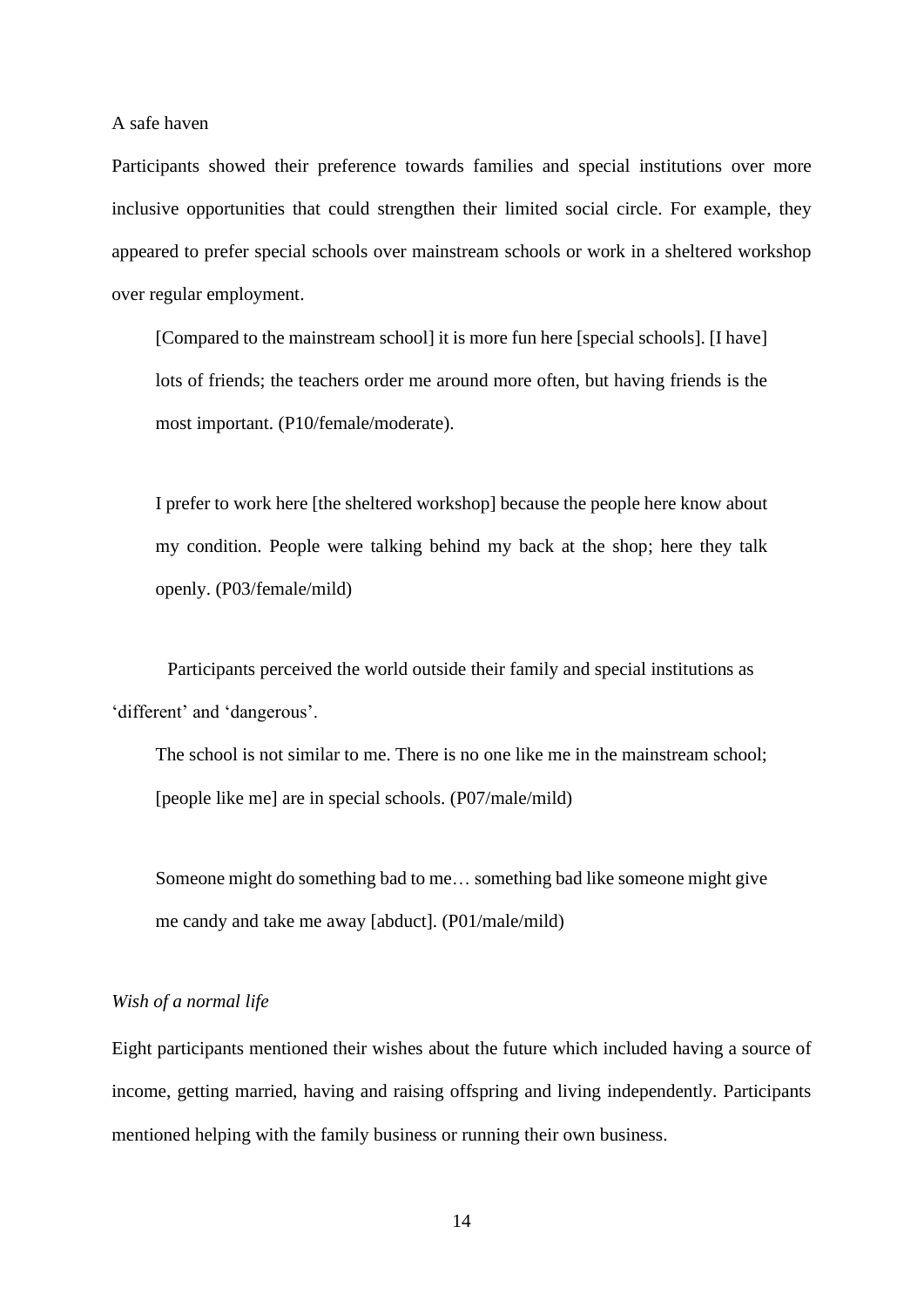A safe haven

Participants showed their preference towards families and special institutions over more inclusive opportunities that could strengthen their limited social circle. For example, they appeared to prefer special schools over mainstream schools or work in a sheltered workshop over regular employment.

> [Compared to the mainstream school] it is more fun here [special schools]. [I have] lots of friends; the teachers order me around more often, but having friends is the most important. (P10/female/moderate).

> I prefer to work here [the sheltered workshop] because the people here know about my condition. People were talking behind my back at the shop; here they talk openly. (P03/female/mild)

Participants perceived the world outside their family and special institutions as 'different' and 'dangerous'.

> The school is not similar to me. There is no one like me in the mainstream school; [people like me] are in special schools. (P07/male/mild)

> Someone might do something bad to me… something bad like someone might give me candy and take me away [abduct]. (P01/male/mild)

*Wish of a normal life*

Eight participants mentioned their wishes about the future which included having a source of income, getting married, having and raising offspring and living independently. Participants mentioned helping with the family business or running their own business.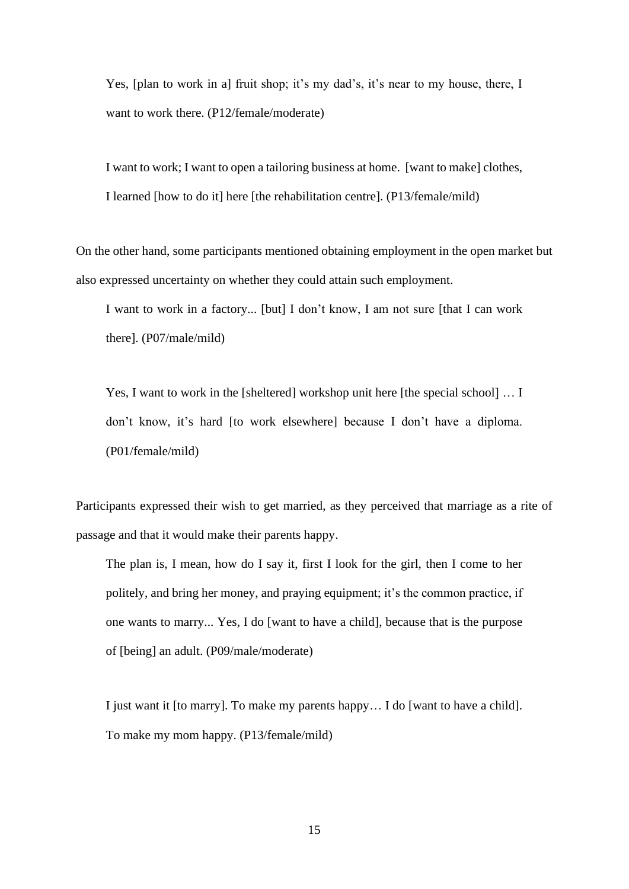> Yes, [plan to work in a] fruit shop; it's my dad's, it's near to my house, there, I want to work there. (P12/female/moderate)

> I want to work; I want to open a tailoring business at home. [want to make] clothes, I learned [how to do it] here [the rehabilitation centre]. (P13/female/mild)

On the other hand, some participants mentioned obtaining employment in the open market but also expressed uncertainty on whether they could attain such employment.

> I want to work in a factory... [but] I don't know, I am not sure [that I can work there]. (P07/male/mild)

> Yes, I want to work in the [sheltered] workshop unit here [the special school] … I don't know, it's hard [to work elsewhere] because I don't have a diploma. (P01/female/mild)

Participants expressed their wish to get married, as they perceived that marriage as a rite of passage and that it would make their parents happy.

> The plan is, I mean, how do I say it, first I look for the girl, then I come to her politely, and bring her money, and praying equipment; it's the common practice, if one wants to marry... Yes, I do [want to have a child], because that is the purpose of [being] an adult. (P09/male/moderate)

> I just want it [to marry]. To make my parents happy… I do [want to have a child]. To make my mom happy. (P13/female/mild)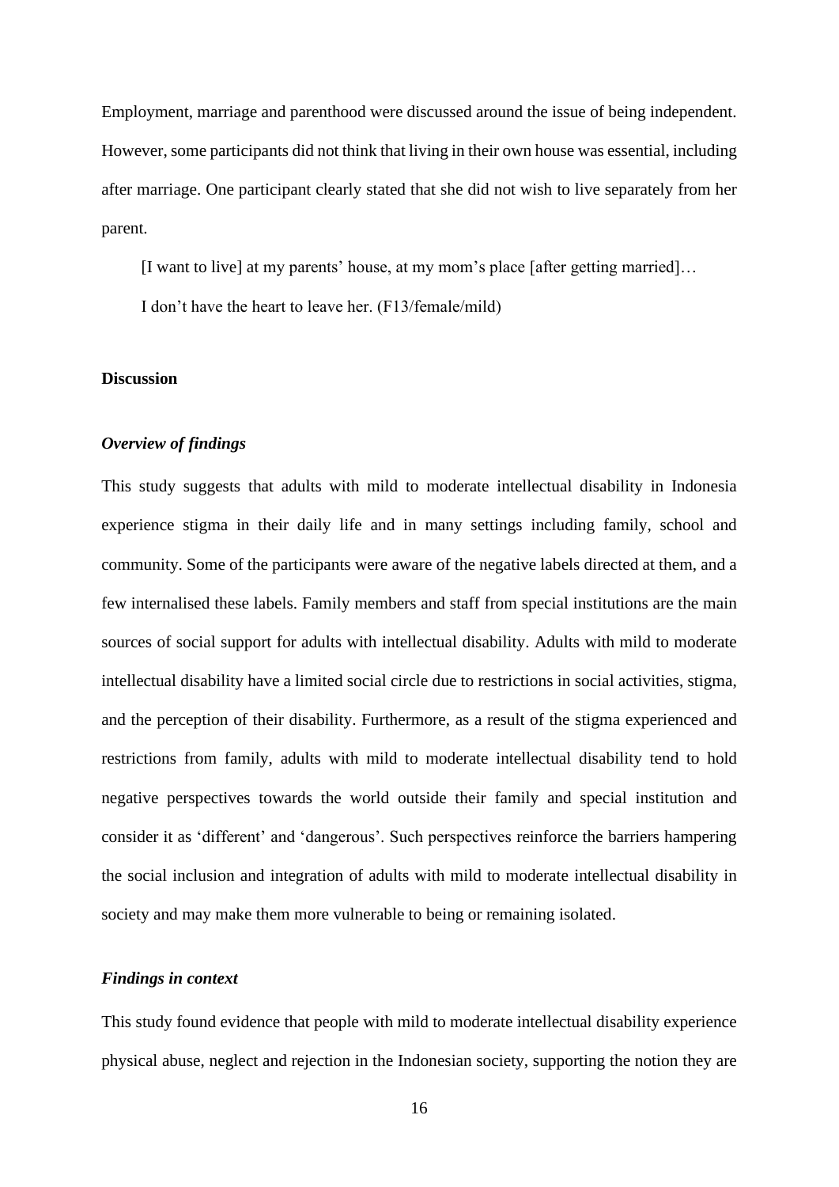Employment, marriage and parenthood were discussed around the issue of being independent. However, some participants did not think that living in their own house was essential, including after marriage. One participant clearly stated that she did not wish to live separately from her parent.

> [I want to live] at my parents' house, at my mom's place [after getting married]…
> I don't have the heart to leave her. (F13/female/mild)

## Discussion

### *Overview of findings*

This study suggests that adults with mild to moderate intellectual disability in Indonesia experience stigma in their daily life and in many settings including family, school and community. Some of the participants were aware of the negative labels directed at them, and a few internalised these labels. Family members and staff from special institutions are the main sources of social support for adults with intellectual disability. Adults with mild to moderate intellectual disability have a limited social circle due to restrictions in social activities, stigma, and the perception of their disability. Furthermore, as a result of the stigma experienced and restrictions from family, adults with mild to moderate intellectual disability tend to hold negative perspectives towards the world outside their family and special institution and consider it as 'different' and 'dangerous'. Such perspectives reinforce the barriers hampering the social inclusion and integration of adults with mild to moderate intellectual disability in society and may make them more vulnerable to being or remaining isolated.

### *Findings in context*

This study found evidence that people with mild to moderate intellectual disability experience physical abuse, neglect and rejection in the Indonesian society, supporting the notion they are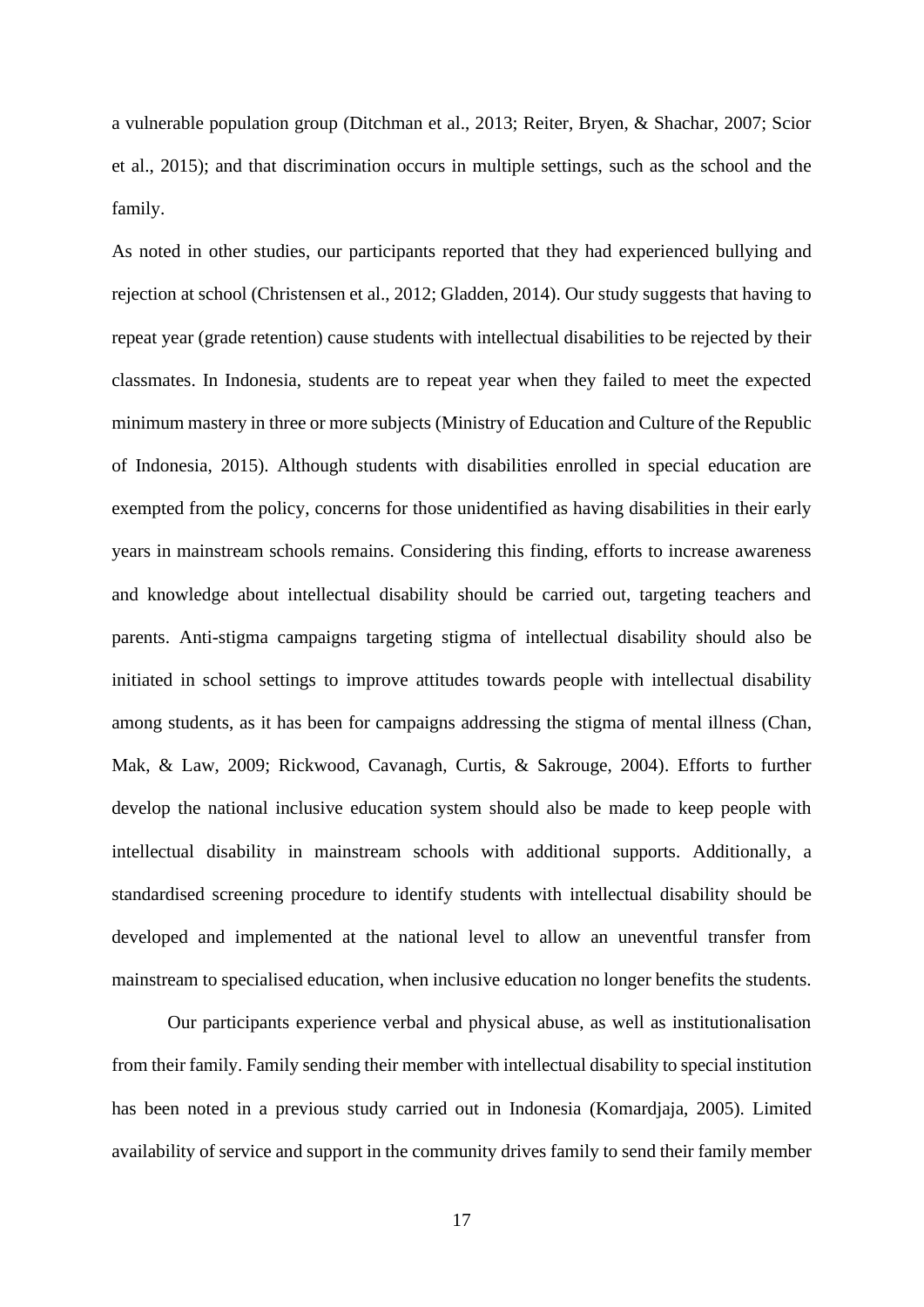a vulnerable population group (Ditchman et al., 2013; Reiter, Bryen, & Shachar, 2007; Scior et al., 2015); and that discrimination occurs in multiple settings, such as the school and the family.

As noted in other studies, our participants reported that they had experienced bullying and rejection at school (Christensen et al., 2012; Gladden, 2014). Our study suggests that having to repeat year (grade retention) cause students with intellectual disabilities to be rejected by their classmates. In Indonesia, students are to repeat year when they failed to meet the expected minimum mastery in three or more subjects (Ministry of Education and Culture of the Republic of Indonesia, 2015). Although students with disabilities enrolled in special education are exempted from the policy, concerns for those unidentified as having disabilities in their early years in mainstream schools remains. Considering this finding, efforts to increase awareness and knowledge about intellectual disability should be carried out, targeting teachers and parents. Anti-stigma campaigns targeting stigma of intellectual disability should also be initiated in school settings to improve attitudes towards people with intellectual disability among students, as it has been for campaigns addressing the stigma of mental illness (Chan, Mak, & Law, 2009; Rickwood, Cavanagh, Curtis, & Sakrouge, 2004). Efforts to further develop the national inclusive education system should also be made to keep people with intellectual disability in mainstream schools with additional supports. Additionally, a standardised screening procedure to identify students with intellectual disability should be developed and implemented at the national level to allow an uneventful transfer from mainstream to specialised education, when inclusive education no longer benefits the students.

Our participants experience verbal and physical abuse, as well as institutionalisation from their family. Family sending their member with intellectual disability to special institution has been noted in a previous study carried out in Indonesia (Komardjaja, 2005). Limited availability of service and support in the community drives family to send their family member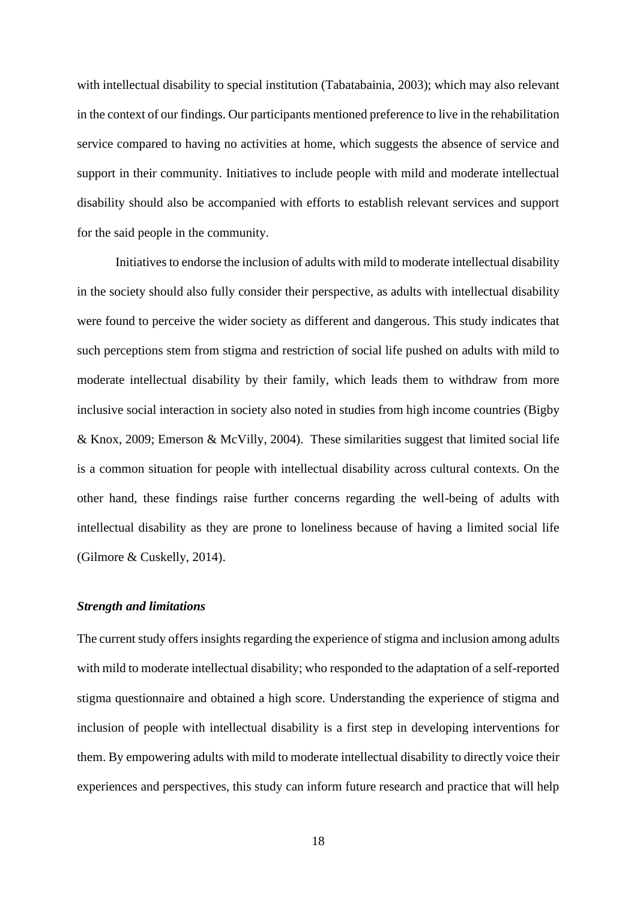with intellectual disability to special institution (Tabatabainia, 2003); which may also relevant in the context of our findings. Our participants mentioned preference to live in the rehabilitation service compared to having no activities at home, which suggests the absence of service and support in their community. Initiatives to include people with mild and moderate intellectual disability should also be accompanied with efforts to establish relevant services and support for the said people in the community.

Initiatives to endorse the inclusion of adults with mild to moderate intellectual disability in the society should also fully consider their perspective, as adults with intellectual disability were found to perceive the wider society as different and dangerous. This study indicates that such perceptions stem from stigma and restriction of social life pushed on adults with mild to moderate intellectual disability by their family, which leads them to withdraw from more inclusive social interaction in society also noted in studies from high income countries (Bigby & Knox, 2009; Emerson & McVilly, 2004). These similarities suggest that limited social life is a common situation for people with intellectual disability across cultural contexts. On the other hand, these findings raise further concerns regarding the well-being of adults with intellectual disability as they are prone to loneliness because of having a limited social life (Gilmore & Cuskelly, 2014).

### *Strength and limitations*

The current study offers insights regarding the experience of stigma and inclusion among adults with mild to moderate intellectual disability; who responded to the adaptation of a self-reported stigma questionnaire and obtained a high score. Understanding the experience of stigma and inclusion of people with intellectual disability is a first step in developing interventions for them. By empowering adults with mild to moderate intellectual disability to directly voice their experiences and perspectives, this study can inform future research and practice that will help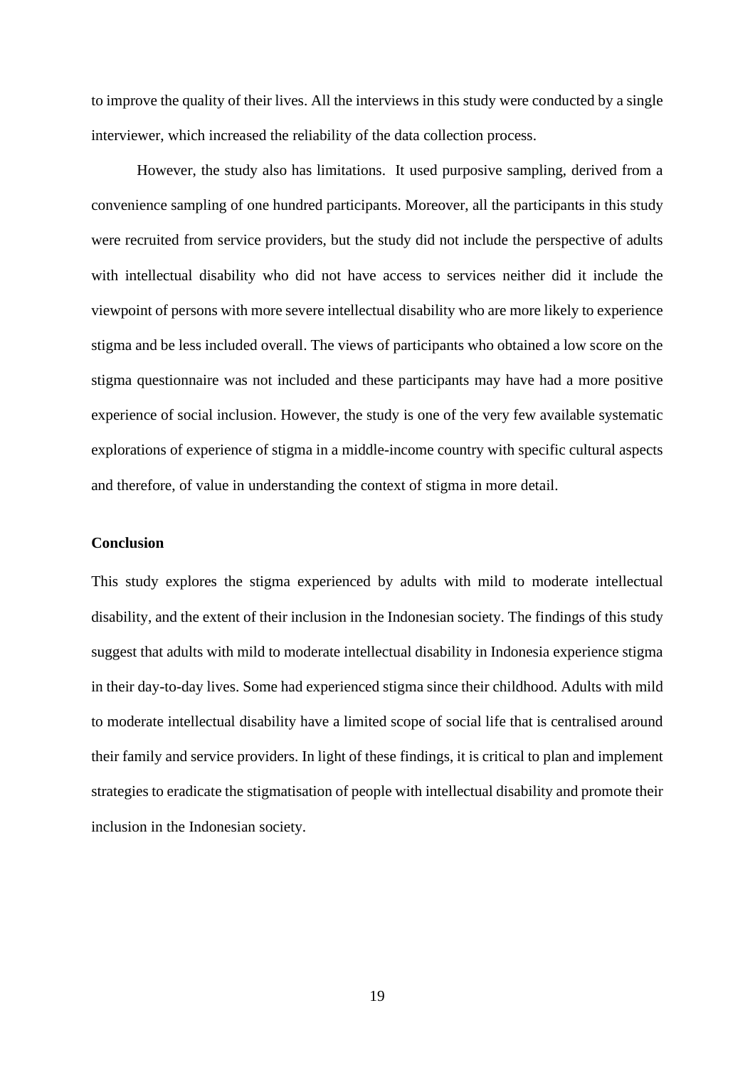to improve the quality of their lives. All the interviews in this study were conducted by a single interviewer, which increased the reliability of the data collection process.

However, the study also has limitations. It used purposive sampling, derived from a convenience sampling of one hundred participants. Moreover, all the participants in this study were recruited from service providers, but the study did not include the perspective of adults with intellectual disability who did not have access to services neither did it include the viewpoint of persons with more severe intellectual disability who are more likely to experience stigma and be less included overall. The views of participants who obtained a low score on the stigma questionnaire was not included and these participants may have had a more positive experience of social inclusion. However, the study is one of the very few available systematic explorations of experience of stigma in a middle-income country with specific cultural aspects and therefore, of value in understanding the context of stigma in more detail.

**Conclusion**

This study explores the stigma experienced by adults with mild to moderate intellectual disability, and the extent of their inclusion in the Indonesian society. The findings of this study suggest that adults with mild to moderate intellectual disability in Indonesia experience stigma in their day-to-day lives. Some had experienced stigma since their childhood. Adults with mild to moderate intellectual disability have a limited scope of social life that is centralised around their family and service providers. In light of these findings, it is critical to plan and implement strategies to eradicate the stigmatisation of people with intellectual disability and promote their inclusion in the Indonesian society.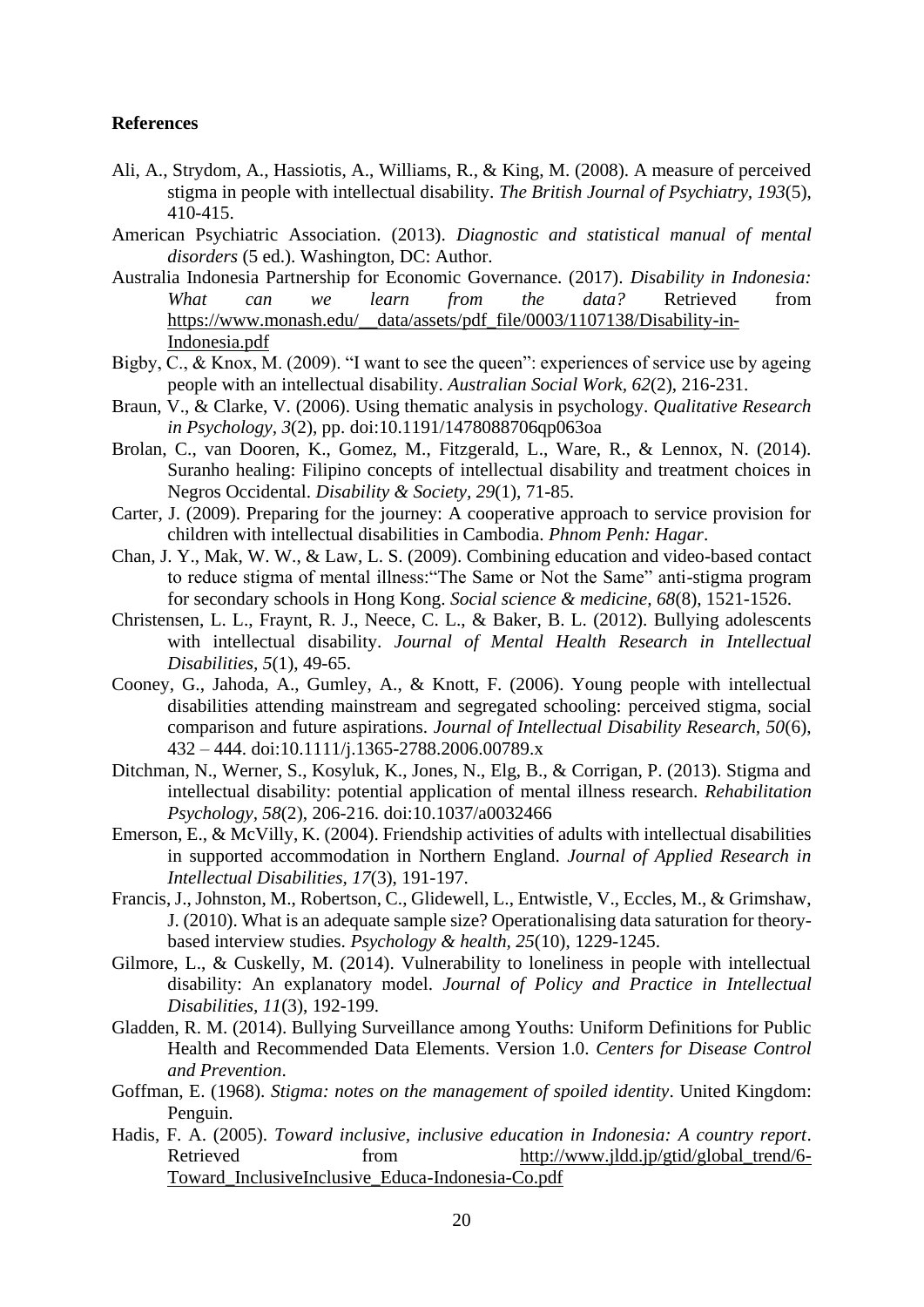**References**

Ali, A., Strydom, A., Hassiotis, A., Williams, R., & King, M. (2008). A measure of perceived stigma in people with intellectual disability. *The British Journal of Psychiatry, 193*(5), 410-415.

American Psychiatric Association. (2013). *Diagnostic and statistical manual of mental disorders* (5 ed.). Washington, DC: Author.

Australia Indonesia Partnership for Economic Governance. (2017). *Disability in Indonesia: What can we learn from the data?* Retrieved from https://www.monash.edu/__data/assets/pdf_file/0003/1107138/Disability-in-Indonesia.pdf

Bigby, C., & Knox, M. (2009). "I want to see the queen": experiences of service use by ageing people with an intellectual disability. *Australian Social Work, 62*(2), 216-231.

Braun, V., & Clarke, V. (2006). Using thematic analysis in psychology. *Qualitative Research in Psychology, 3*(2), pp. doi:10.1191/1478088706qp063oa

Brolan, C., van Dooren, K., Gomez, M., Fitzgerald, L., Ware, R., & Lennox, N. (2014). Suranho healing: Filipino concepts of intellectual disability and treatment choices in Negros Occidental. *Disability & Society, 29*(1), 71-85.

Carter, J. (2009). Preparing for the journey: A cooperative approach to service provision for children with intellectual disabilities in Cambodia. *Phnom Penh: Hagar*.

Chan, J. Y., Mak, W. W., & Law, L. S. (2009). Combining education and video-based contact to reduce stigma of mental illness:"The Same or Not the Same" anti-stigma program for secondary schools in Hong Kong. *Social science & medicine, 68*(8), 1521-1526.

Christensen, L. L., Fraynt, R. J., Neece, C. L., & Baker, B. L. (2012). Bullying adolescents with intellectual disability. *Journal of Mental Health Research in Intellectual Disabilities, 5*(1), 49-65.

Cooney, G., Jahoda, A., Gumley, A., & Knott, F. (2006). Young people with intellectual disabilities attending mainstream and segregated schooling: perceived stigma, social comparison and future aspirations. *Journal of Intellectual Disability Research, 50*(6), 432 – 444. doi:10.1111/j.1365-2788.2006.00789.x

Ditchman, N., Werner, S., Kosyluk, K., Jones, N., Elg, B., & Corrigan, P. (2013). Stigma and intellectual disability: potential application of mental illness research. *Rehabilitation Psychology, 58*(2), 206-216. doi:10.1037/a0032466

Emerson, E., & McVilly, K. (2004). Friendship activities of adults with intellectual disabilities in supported accommodation in Northern England. *Journal of Applied Research in Intellectual Disabilities, 17*(3), 191-197.

Francis, J., Johnston, M., Robertson, C., Glidewell, L., Entwistle, V., Eccles, M., & Grimshaw, J. (2010). What is an adequate sample size? Operationalising data saturation for theory-based interview studies. *Psychology & health, 25*(10), 1229-1245.

Gilmore, L., & Cuskelly, M. (2014). Vulnerability to loneliness in people with intellectual disability: An explanatory model. *Journal of Policy and Practice in Intellectual Disabilities, 11*(3), 192-199.

Gladden, R. M. (2014). Bullying Surveillance among Youths: Uniform Definitions for Public Health and Recommended Data Elements. Version 1.0. *Centers for Disease Control and Prevention*.

Goffman, E. (1968). *Stigma: notes on the management of spoiled identity*. United Kingdom: Penguin.

Hadis, F. A. (2005). *Toward inclusive, inclusive education in Indonesia: A country report*. Retrieved from http://www.jldd.jp/gtid/global_trend/6-Toward_InclusiveInclusive_Educa-Indonesia-Co.pdf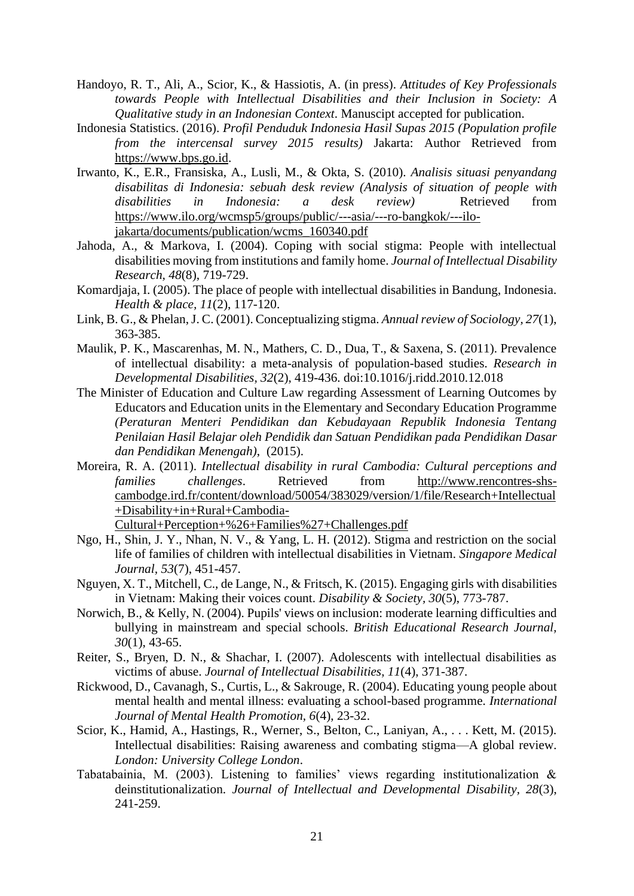Handoyo, R. T., Ali, A., Scior, K., & Hassiotis, A. (in press). *Attitudes of Key Professionals towards People with Intellectual Disabilities and their Inclusion in Society: A Qualitative study in an Indonesian Context*. Manuscipt accepted for publication.

Indonesia Statistics. (2016). *Profil Penduduk Indonesia Hasil Supas 2015 (Population profile from the intercensal survey 2015 results)* Jakarta: Author Retrieved from https://www.bps.go.id.

Irwanto, K., E.R., Fransiska, A., Lusli, M., & Okta, S. (2010). *Analisis situasi penyandang disabilitas di Indonesia: sebuah desk review (Analysis of situation of people with disabilities in Indonesia: a desk review)* Retrieved from https://www.ilo.org/wcmsp5/groups/public/---asia/---ro-bangkok/---ilo-jakarta/documents/publication/wcms_160340.pdf

Jahoda, A., & Markova, I. (2004). Coping with social stigma: People with intellectual disabilities moving from institutions and family home. *Journal of Intellectual Disability Research, 48*(8), 719-729.

Komardjaja, I. (2005). The place of people with intellectual disabilities in Bandung, Indonesia. *Health & place, 11*(2), 117-120.

Link, B. G., & Phelan, J. C. (2001). Conceptualizing stigma. *Annual review of Sociology, 27*(1), 363-385.

Maulik, P. K., Mascarenhas, M. N., Mathers, C. D., Dua, T., & Saxena, S. (2011). Prevalence of intellectual disability: a meta-analysis of population-based studies. *Research in Developmental Disabilities, 32*(2), 419-436. doi:10.1016/j.ridd.2010.12.018

The Minister of Education and Culture Law regarding Assessment of Learning Outcomes by Educators and Education units in the Elementary and Secondary Education Programme *(Peraturan Menteri Pendidikan dan Kebudayaan Republik Indonesia Tentang Penilaian Hasil Belajar oleh Pendidik dan Satuan Pendidikan pada Pendidikan Dasar dan Pendidikan Menengah)*, (2015).

Moreira, R. A. (2011). *Intellectual disability in rural Cambodia: Cultural perceptions and families challenges*. Retrieved from http://www.rencontres-shs-cambodge.ird.fr/content/download/50054/383029/version/1/file/Research+Intellectual+Disability+in+Rural+Cambodia-Cultural+Perception+%26+Families%27+Challenges.pdf

Ngo, H., Shin, J. Y., Nhan, N. V., & Yang, L. H. (2012). Stigma and restriction on the social life of families of children with intellectual disabilities in Vietnam. *Singapore Medical Journal, 53*(7), 451-457.

Nguyen, X. T., Mitchell, C., de Lange, N., & Fritsch, K. (2015). Engaging girls with disabilities in Vietnam: Making their voices count. *Disability & Society, 30*(5), 773-787.

Norwich, B., & Kelly, N. (2004). Pupils' views on inclusion: moderate learning difficulties and bullying in mainstream and special schools. *British Educational Research Journal, 30*(1), 43-65.

Reiter, S., Bryen, D. N., & Shachar, I. (2007). Adolescents with intellectual disabilities as victims of abuse. *Journal of Intellectual Disabilities, 11*(4), 371-387.

Rickwood, D., Cavanagh, S., Curtis, L., & Sakrouge, R. (2004). Educating young people about mental health and mental illness: evaluating a school-based programme. *International Journal of Mental Health Promotion, 6*(4), 23-32.

Scior, K., Hamid, A., Hastings, R., Werner, S., Belton, C., Laniyan, A., . . . Kett, M. (2015). Intellectual disabilities: Raising awareness and combating stigma—A global review. *London: University College London*.

Tabatabainia, M. (2003). Listening to families' views regarding institutionalization & deinstitutionalization. *Journal of Intellectual and Developmental Disability, 28*(3), 241-259.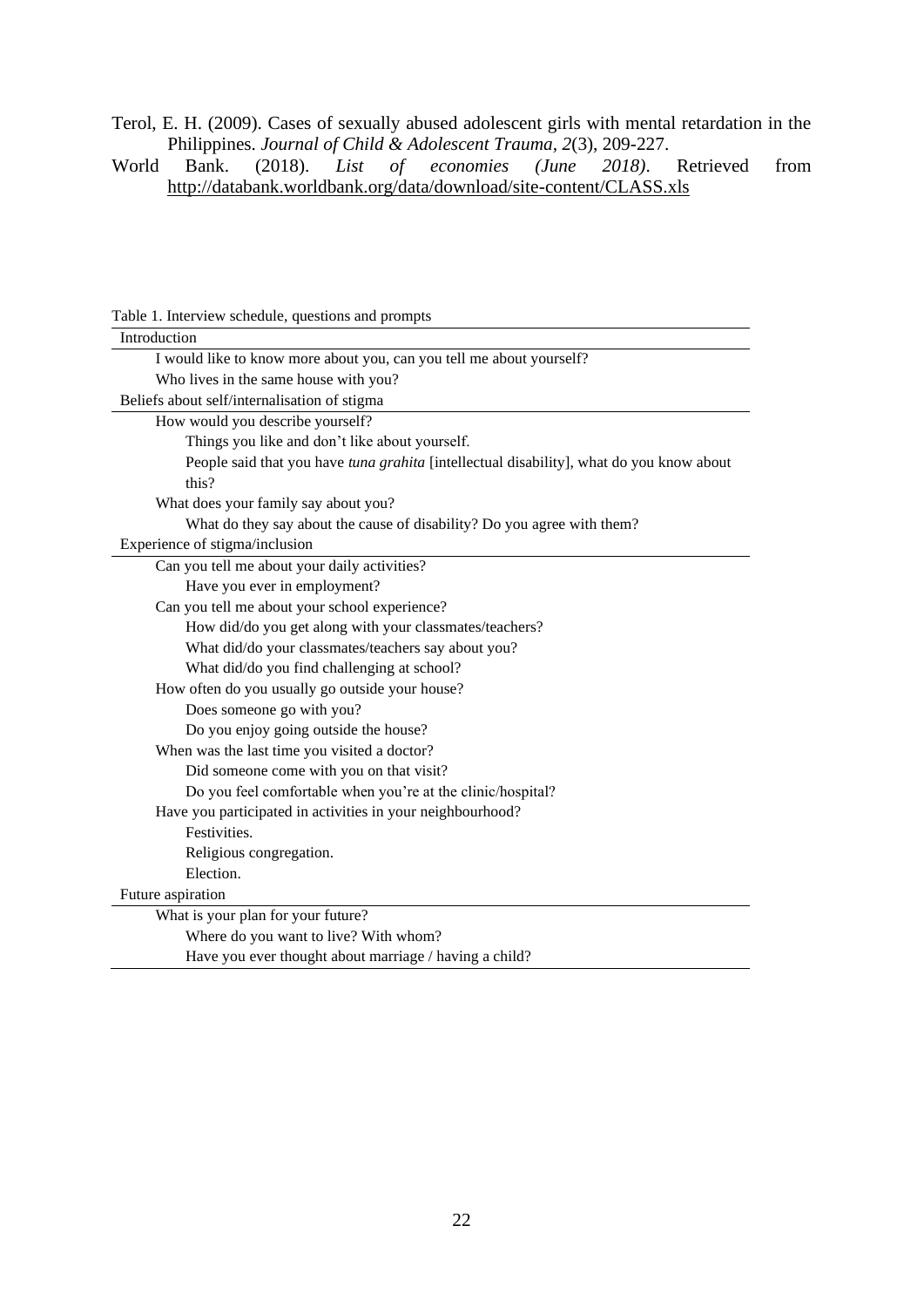Terol, E. H. (2009). Cases of sexually abused adolescent girls with mental retardation in the Philippines. *Journal of Child & Adolescent Trauma, 2*(3), 209-227.

World Bank. (2018). *List of economies (June 2018)*. Retrieved from http://databank.worldbank.org/data/download/site-content/CLASS.xls

Table 1. Interview schedule, questions and prompts

| Introduction |
|---|
| I would like to know more about you, can you tell me about yourself? |
| Who lives in the same house with you? |
| **Beliefs about self/internalisation of stigma** |
| How would you describe yourself? |
| Things you like and don't like about yourself. |
| People said that you have *tuna grahita* [intellectual disability], what do you know about this? |
| What does your family say about you? |
| What do they say about the cause of disability? Do you agree with them? |
| **Experience of stigma/inclusion** |
| Can you tell me about your daily activities? |
| Have you ever in employment? |
| Can you tell me about your school experience? |
| How did/do you get along with your classmates/teachers? |
| What did/do your classmates/teachers say about you? |
| What did/do you find challenging at school? |
| How often do you usually go outside your house? |
| Does someone go with you? |
| Do you enjoy going outside the house? |
| When was the last time you visited a doctor? |
| Did someone come with you on that visit? |
| Do you feel comfortable when you're at the clinic/hospital? |
| Have you participated in activities in your neighbourhood? |
| Festivities. |
| Religious congregation. |
| Election. |
| **Future aspiration** |
| What is your plan for your future? |
| Where do you want to live? With whom? |
| Have you ever thought about marriage / having a child? |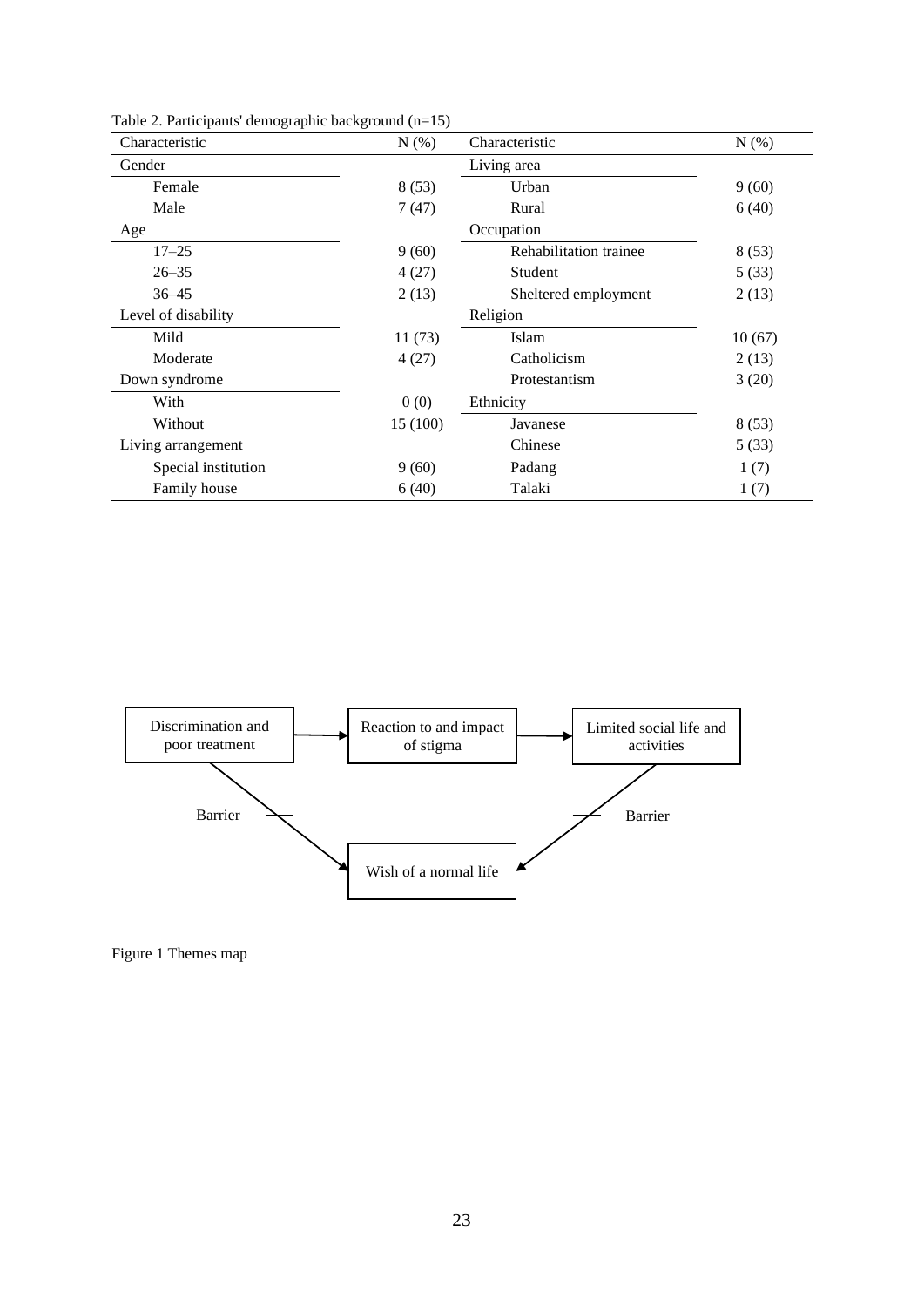Table 2. Participants' demographic background (n=15)

| Characteristic | N (%) | Characteristic | N (%) |
|---|---|---|---|
| Gender | | Living area | |
| Female | 8 (53) | Urban | 9 (60) |
| Male | 7 (47) | Rural | 6 (40) |
| Age | | Occupation | |
| 17–25 | 9 (60) | Rehabilitation trainee | 8 (53) |
| 26–35 | 4 (27) | Student | 5 (33) |
| 36–45 | 2 (13) | Sheltered employment | 2 (13) |
| Level of disability | | Religion | |
| Mild | 11 (73) | Islam | 10 (67) |
| Moderate | 4 (27) | Catholicism | 2 (13) |
| Down syndrome | | Protestantism | 3 (20) |
| With | 0 (0) | Ethnicity | |
| Without | 15 (100) | Javanese | 8 (53) |
| Living arrangement | | Chinese | 5 (33) |
| Special institution | 9 (60) | Padang | 1 (7) |
| Family house | 6 (40) | Talaki | 1 (7) |

Discrimination and poor treatment

Reaction to and impact of stigma

Limited social life and activities

Barrier

Barrier

Wish of a normal life

Figure 1 Themes map